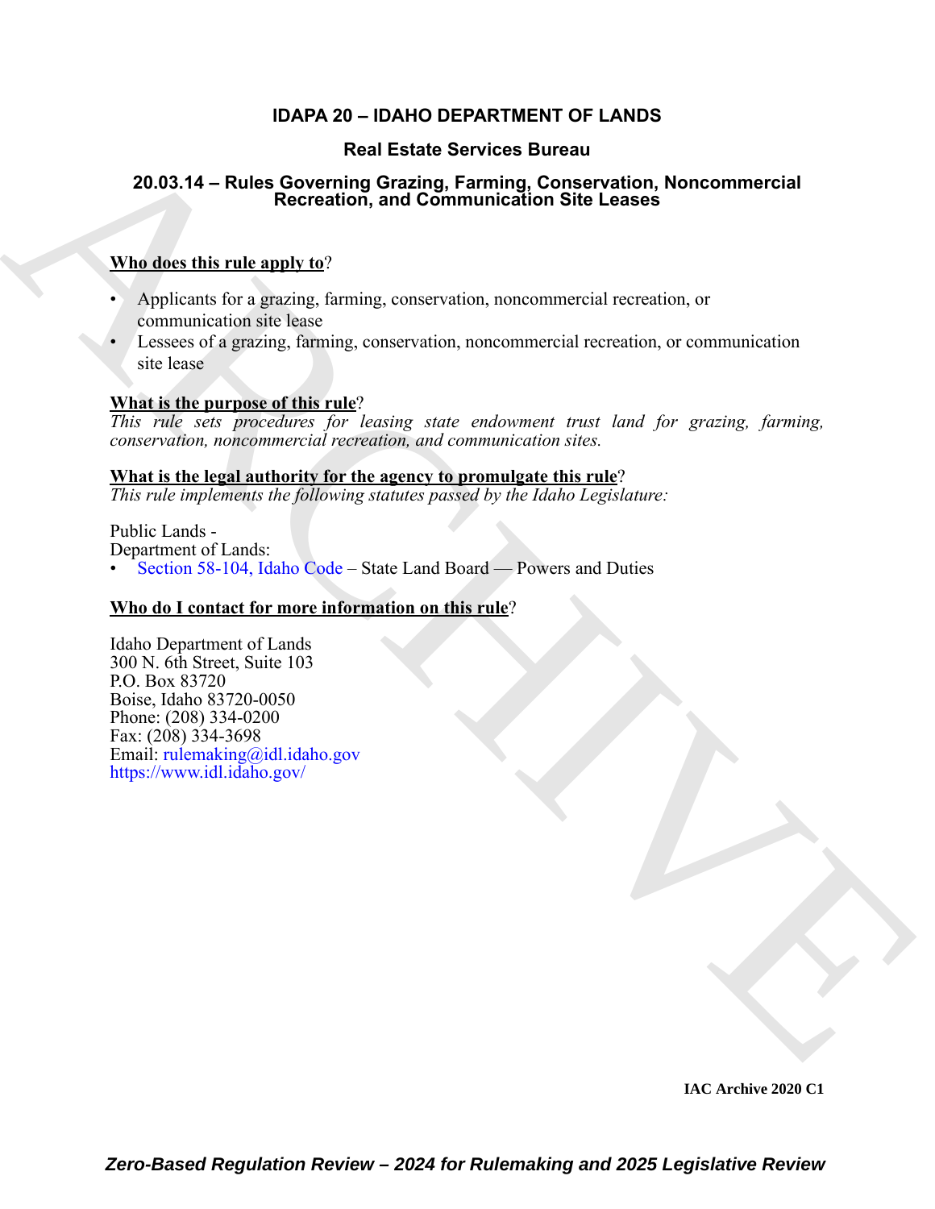# IDAPA 20 – IDAHO DEPARTMENT OF LANDS

## Real Estate Services Bureau

## 20.03.14 – Rules Governing Grazing, Farming, Conservation, Noncommercial Recreation, and Communication Site Leases

**Who does this rule apply to**?

- Applicants for a grazing, farming, conservation, noncommercial recreation, or communication site lease
- Lessees of a grazing, farming, conservation, noncommercial recreation, or communication site lease

**What is the purpose of this rule**?

*This rule sets procedures for leasing state endowment trust land for grazing, farming, conservation, noncommercial recreation, and communication sites.*

**What is the legal authority for the agency to promulgate this rule**?

*This rule implements the following statutes passed by the Idaho Legislature:*

Public Lands -
Department of Lands:

- Section 58-104, Idaho Code – State Land Board — Powers and Duties

**Who do I contact for more information on this rule**?

Idaho Department of Lands
300 N. 6th Street, Suite 103
P.O. Box 83720
Boise, Idaho 83720-0050
Phone: (208) 334-0200
Fax: (208) 334-3698
Email: rulemaking@idl.idaho.gov
https://www.idl.idaho.gov/

IAC Archive 2020 C1

*Zero-Based Regulation Review – 2024 for Rulemaking and 2025 Legislative Review*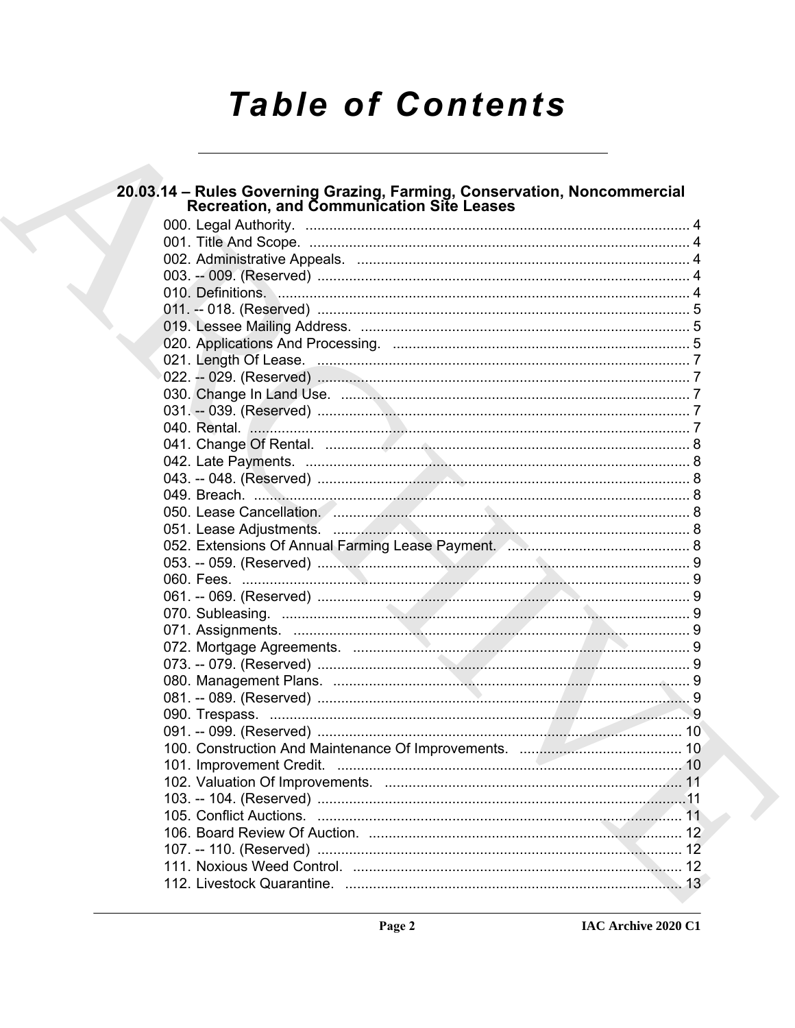# Table of Contents

## 20.03.14 – Rules Governing Grazing, Farming, Conservation, Noncommercial Recreation, and Communication Site Leases

000. Legal Authority. ..... 4
001. Title And Scope. ..... 4
002. Administrative Appeals. ..... 4
003. -- 009. (Reserved) ..... 4
010. Definitions. ..... 4
011. -- 018. (Reserved) ..... 5
019. Lessee Mailing Address. ..... 5
020. Applications And Processing. ..... 5
021. Length Of Lease. ..... 7
022. -- 029. (Reserved) ..... 7
030. Change In Land Use. ..... 7
031. -- 039. (Reserved) ..... 7
040. Rental. ..... 7
041. Change Of Rental. ..... 8
042. Late Payments. ..... 8
043. -- 048. (Reserved) ..... 8
049. Breach. ..... 8
050. Lease Cancellation. ..... 8
051. Lease Adjustments. ..... 8
052. Extensions Of Annual Farming Lease Payment. ..... 8
053. -- 059. (Reserved) ..... 9
060. Fees. ..... 9
061. -- 069. (Reserved) ..... 9
070. Subleasing. ..... 9
071. Assignments. ..... 9
072. Mortgage Agreements. ..... 9
073. -- 079. (Reserved) ..... 9
080. Management Plans. ..... 9
081. -- 089. (Reserved) ..... 9
090. Trespass. ..... 9
091. -- 099. (Reserved) ..... 10
100. Construction And Maintenance Of Improvements. ..... 10
101. Improvement Credit. ..... 10
102. Valuation Of Improvements. ..... 11
103. -- 104. (Reserved) ..... 11
105. Conflict Auctions. ..... 11
106. Board Review Of Auction. ..... 12
107. -- 110. (Reserved) ..... 12
111. Noxious Weed Control. ..... 12
112. Livestock Quarantine. ..... 13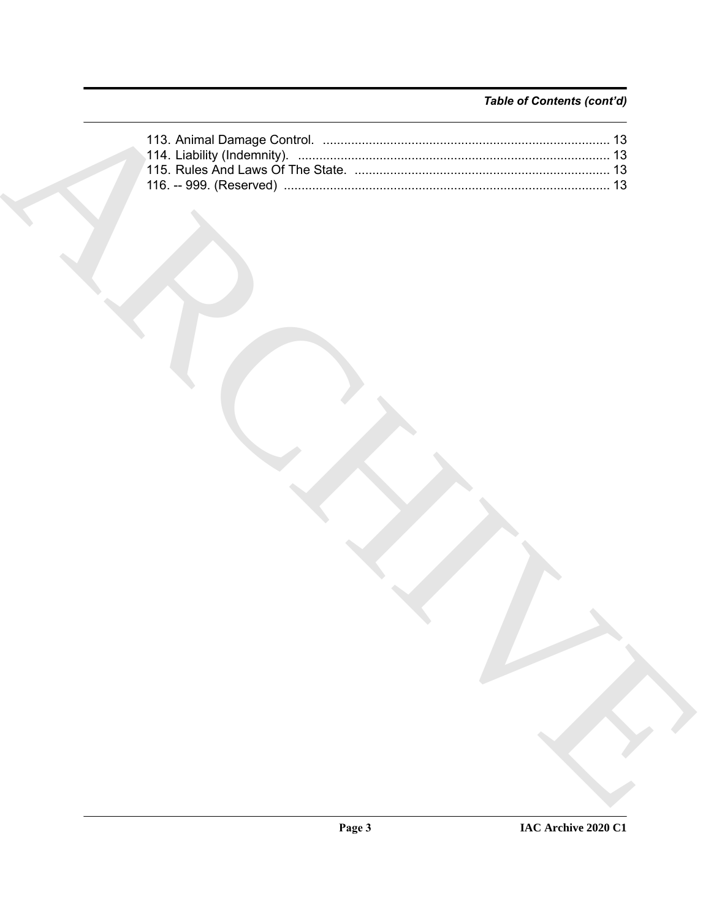*Table of Contents (cont'd)*

113. Animal Damage Control. ........................................................................... 13
114. Liability (Indemnity). ................................................................................ 13
115. Rules And Laws Of The State. .................................................................. 13
116. -- 999. (Reserved) ..................................................................................... 13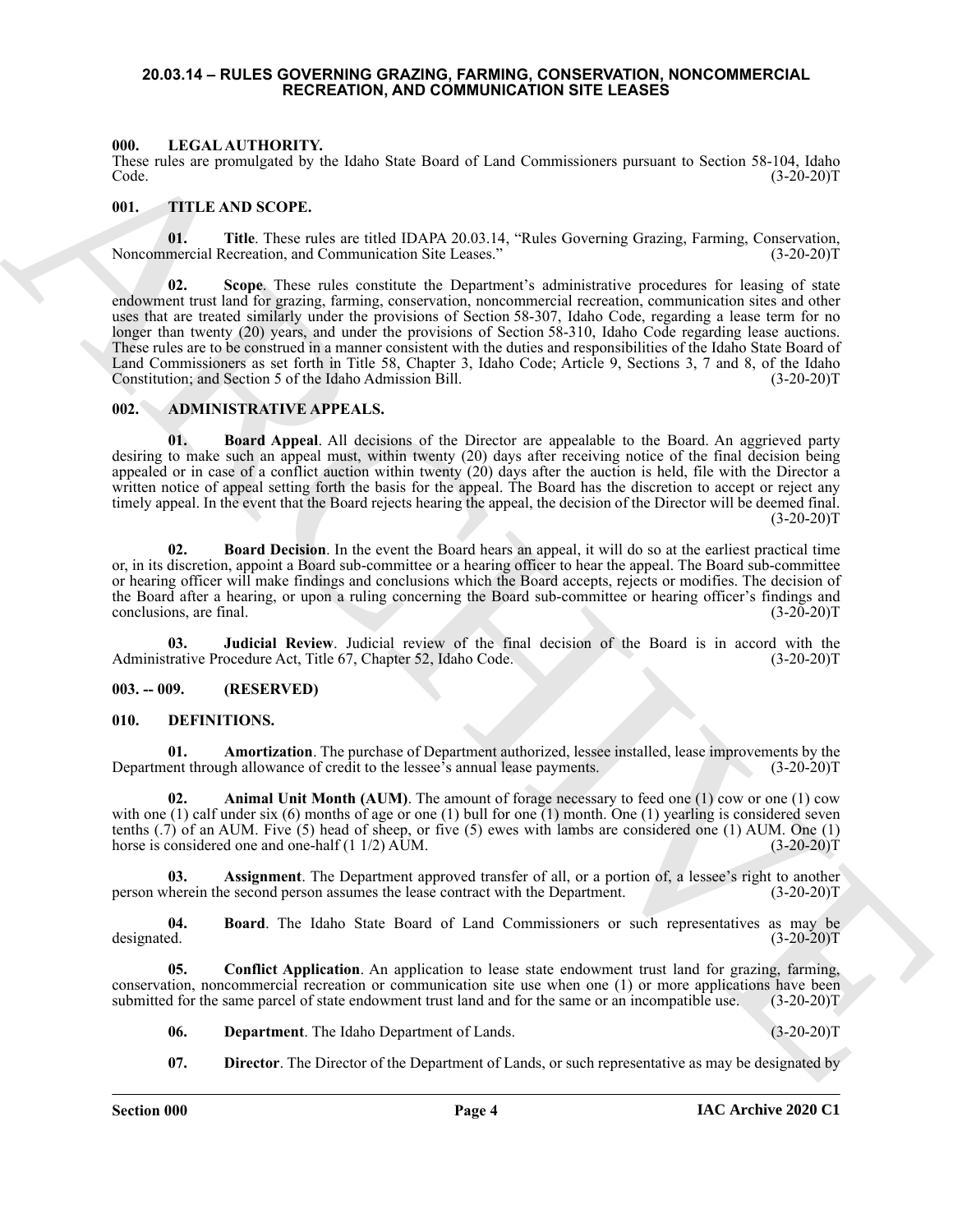**20.03.14 – RULES GOVERNING GRAZING, FARMING, CONSERVATION, NONCOMMERCIAL RECREATION, AND COMMUNICATION SITE LEASES**

### 000. LEGAL AUTHORITY.

These rules are promulgated by the Idaho State Board of Land Commissioners pursuant to Section 58-104, Idaho Code. (3-20-20)T

### 001. TITLE AND SCOPE.

**01. Title**. These rules are titled IDAPA 20.03.14, "Rules Governing Grazing, Farming, Conservation, Noncommercial Recreation, and Communication Site Leases." (3-20-20)T

**02. Scope**. These rules constitute the Department's administrative procedures for leasing of state endowment trust land for grazing, farming, conservation, noncommercial recreation, communication sites and other uses that are treated similarly under the provisions of Section 58-307, Idaho Code, regarding a lease term for no longer than twenty (20) years, and under the provisions of Section 58-310, Idaho Code regarding lease auctions. These rules are to be construed in a manner consistent with the duties and responsibilities of the Idaho State Board of Land Commissioners as set forth in Title 58, Chapter 3, Idaho Code; Article 9, Sections 3, 7 and 8, of the Idaho Constitution; and Section 5 of the Idaho Admission Bill. (3-20-20)T

### 002. ADMINISTRATIVE APPEALS.

**01. Board Appeal**. All decisions of the Director are appealable to the Board. An aggrieved party desiring to make such an appeal must, within twenty (20) days after receiving notice of the final decision being appealed or in case of a conflict auction within twenty (20) days after the auction is held, file with the Director a written notice of appeal setting forth the basis for the appeal. The Board has the discretion to accept or reject any timely appeal. In the event that the Board rejects hearing the appeal, the decision of the Director will be deemed final. (3-20-20)T

**02. Board Decision**. In the event the Board hears an appeal, it will do so at the earliest practical time or, in its discretion, appoint a Board sub-committee or a hearing officer to hear the appeal. The Board sub-committee or hearing officer will make findings and conclusions which the Board accepts, rejects or modifies. The decision of the Board after a hearing, or upon a ruling concerning the Board sub-committee or hearing officer's findings and conclusions, are final. (3-20-20)T

**03. Judicial Review**. Judicial review of the final decision of the Board is in accord with the Administrative Procedure Act, Title 67, Chapter 52, Idaho Code. (3-20-20)T

### 003. -- 009. (RESERVED)

### 010. DEFINITIONS.

**01. Amortization**. The purchase of Department authorized, lessee installed, lease improvements by the Department through allowance of credit to the lessee's annual lease payments. (3-20-20)T

**02. Animal Unit Month (AUM)**. The amount of forage necessary to feed one (1) cow or one (1) cow with one (1) calf under six (6) months of age or one (1) bull for one (1) month. One (1) yearling is considered seven tenths (.7) of an AUM. Five (5) head of sheep, or five (5) ewes with lambs are considered one (1) AUM. One (1) horse is considered one and one-half (1 1/2) AUM. (3-20-20)T

**03. Assignment**. The Department approved transfer of all, or a portion of, a lessee's right to another person wherein the second person assumes the lease contract with the Department. (3-20-20)T

**04. Board**. The Idaho State Board of Land Commissioners or such representatives as may be designated. (3-20-20)T

**05. Conflict Application**. An application to lease state endowment trust land for grazing, farming, conservation, noncommercial recreation or communication site use when one (1) or more applications have been submitted for the same parcel of state endowment trust land and for the same or an incompatible use. (3-20-20)T

**06. Department**. The Idaho Department of Lands. (3-20-20)T

**07. Director**. The Director of the Department of Lands, or such representative as may be designated by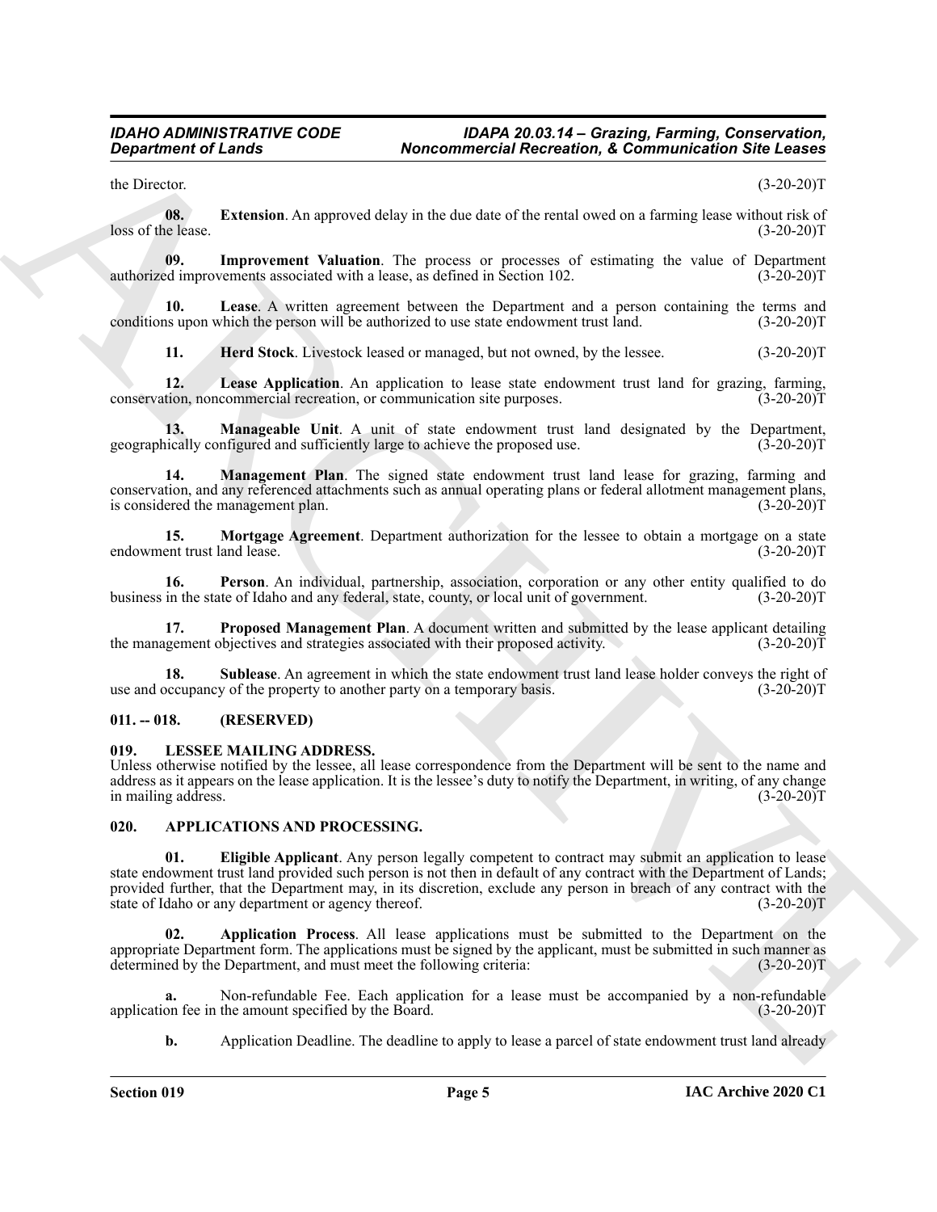the Director. (3-20-20)T

**08. Extension**. An approved delay in the due date of the rental owed on a farming lease without risk of loss of the lease. (3-20-20)T

**09. Improvement Valuation**. The process or processes of estimating the value of Department authorized improvements associated with a lease, as defined in Section 102. (3-20-20)T

**10. Lease**. A written agreement between the Department and a person containing the terms and conditions upon which the person will be authorized to use state endowment trust land. (3-20-20)T

**11. Herd Stock**. Livestock leased or managed, but not owned, by the lessee. (3-20-20)T

**12. Lease Application**. An application to lease state endowment trust land for grazing, farming, conservation, noncommercial recreation, or communication site purposes. (3-20-20)T

**13. Manageable Unit**. A unit of state endowment trust land designated by the Department, geographically configured and sufficiently large to achieve the proposed use. (3-20-20)T

**14. Management Plan**. The signed state endowment trust land lease for grazing, farming and conservation, and any referenced attachments such as annual operating plans or federal allotment management plans, is considered the management plan. (3-20-20)T

**15. Mortgage Agreement**. Department authorization for the lessee to obtain a mortgage on a state endowment trust land lease. (3-20-20)T

**16. Person**. An individual, partnership, association, corporation or any other entity qualified to do business in the state of Idaho and any federal, state, county, or local unit of government. (3-20-20)T

**17. Proposed Management Plan**. A document written and submitted by the lease applicant detailing the management objectives and strategies associated with their proposed activity. (3-20-20)T

**18. Sublease**. An agreement in which the state endowment trust land lease holder conveys the right of use and occupancy of the property to another party on a temporary basis. (3-20-20)T

## 011. -- 018. (RESERVED)

## 019. LESSEE MAILING ADDRESS.

Unless otherwise notified by the lessee, all lease correspondence from the Department will be sent to the name and address as it appears on the lease application. It is the lessee's duty to notify the Department, in writing, of any change in mailing address. (3-20-20)T

## 020. APPLICATIONS AND PROCESSING.

**01. Eligible Applicant**. Any person legally competent to contract may submit an application to lease state endowment trust land provided such person is not then in default of any contract with the Department of Lands; provided further, that the Department may, in its discretion, exclude any person in breach of any contract with the state of Idaho or any department or agency thereof. (3-20-20)T

**02. Application Process**. All lease applications must be submitted to the Department on the appropriate Department form. The applications must be signed by the applicant, must be submitted in such manner as determined by the Department, and must meet the following criteria: (3-20-20)T

**a.** Non-refundable Fee. Each application for a lease must be accompanied by a non-refundable application fee in the amount specified by the Board. (3-20-20)T

**b.** Application Deadline. The deadline to apply to lease a parcel of state endowment trust land already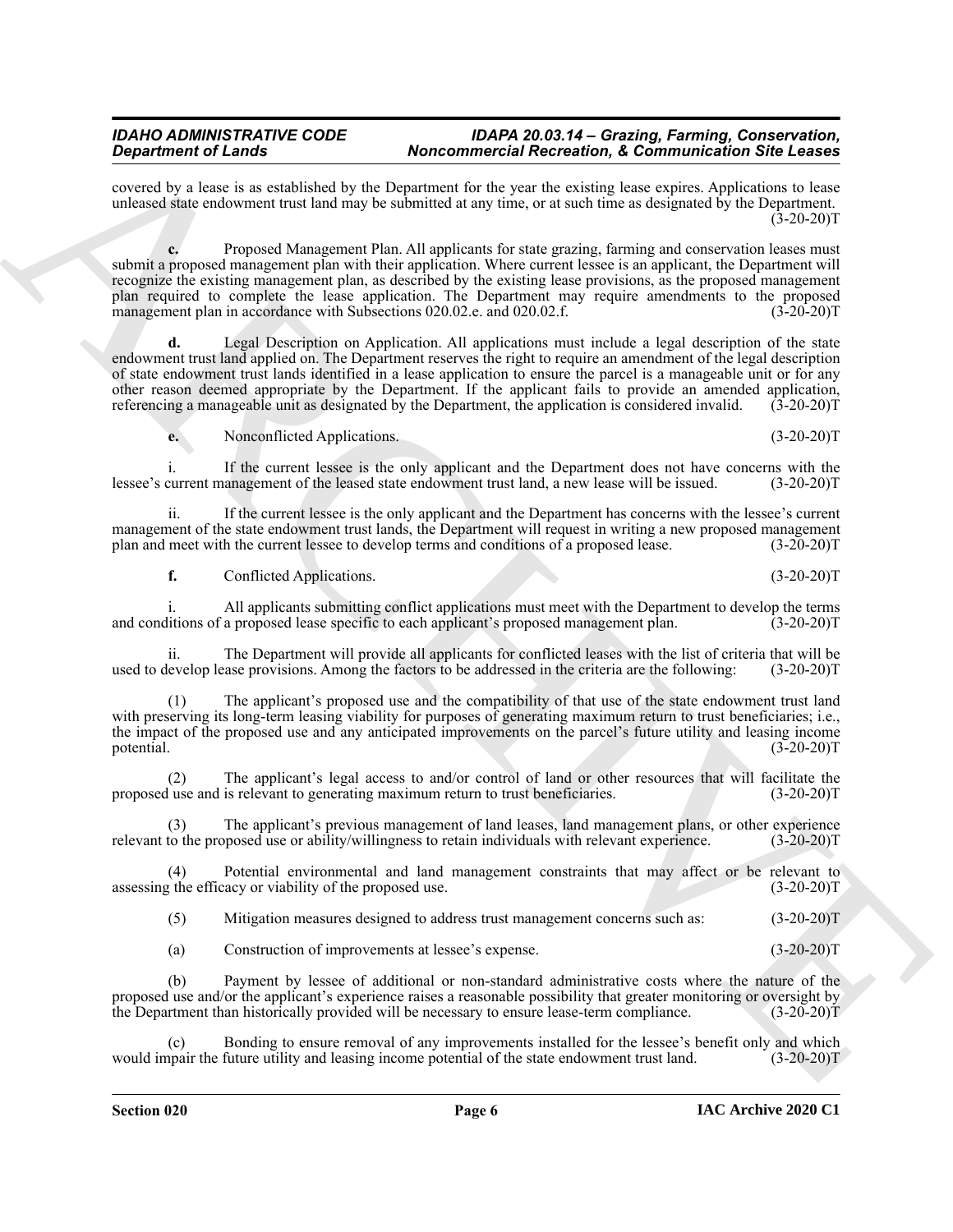covered by a lease is as established by the Department for the year the existing lease expires. Applications to lease unleased state endowment trust land may be submitted at any time, or at such time as designated by the Department. (3-20-20)T

**c.** Proposed Management Plan. All applicants for state grazing, farming and conservation leases must submit a proposed management plan with their application. Where current lessee is an applicant, the Department will recognize the existing management plan, as described by the existing lease provisions, as the proposed management plan required to complete the lease application. The Department may require amendments to the proposed management plan in accordance with Subsections 020.02.e. and 020.02.f. (3-20-20)T

**d.** Legal Description on Application. All applications must include a legal description of the state endowment trust land applied on. The Department reserves the right to require an amendment of the legal description of state endowment trust lands identified in a lease application to ensure the parcel is a manageable unit or for any other reason deemed appropriate by the Department. If the applicant fails to provide an amended application, referencing a manageable unit as designated by the Department, the application is considered invalid. (3-20-20)T

**e.** Nonconflicted Applications. (3-20-20)T

i. If the current lessee is the only applicant and the Department does not have concerns with the lessee's current management of the leased state endowment trust land, a new lease will be issued. (3-20-20)T

ii. If the current lessee is the only applicant and the Department has concerns with the lessee's current management of the state endowment trust lands, the Department will request in writing a new proposed management plan and meet with the current lessee to develop terms and conditions of a proposed lease. (3-20-20)T

**f.** Conflicted Applications. (3-20-20)T

i. All applicants submitting conflict applications must meet with the Department to develop the terms and conditions of a proposed lease specific to each applicant's proposed management plan. (3-20-20)T

ii. The Department will provide all applicants for conflicted leases with the list of criteria that will be used to develop lease provisions. Among the factors to be addressed in the criteria are the following: (3-20-20)T

(1) The applicant's proposed use and the compatibility of that use of the state endowment trust land with preserving its long-term leasing viability for purposes of generating maximum return to trust beneficiaries; i.e., the impact of the proposed use and any anticipated improvements on the parcel's future utility and leasing income potential. (3-20-20)T

(2) The applicant's legal access to and/or control of land or other resources that will facilitate the proposed use and is relevant to generating maximum return to trust beneficiaries. (3-20-20)T

(3) The applicant's previous management of land leases, land management plans, or other experience relevant to the proposed use or ability/willingness to retain individuals with relevant experience. (3-20-20)T

(4) Potential environmental and land management constraints that may affect or be relevant to assessing the efficacy or viability of the proposed use. (3-20-20)T

(5) Mitigation measures designed to address trust management concerns such as: (3-20-20)T

(a) Construction of improvements at lessee's expense. (3-20-20)T

(b) Payment by lessee of additional or non-standard administrative costs where the nature of the proposed use and/or the applicant's experience raises a reasonable possibility that greater monitoring or oversight by the Department than historically provided will be necessary to ensure lease-term compliance. (3-20-20)T

(c) Bonding to ensure removal of any improvements installed for the lessee's benefit only and which would impair the future utility and leasing income potential of the state endowment trust land. (3-20-20)T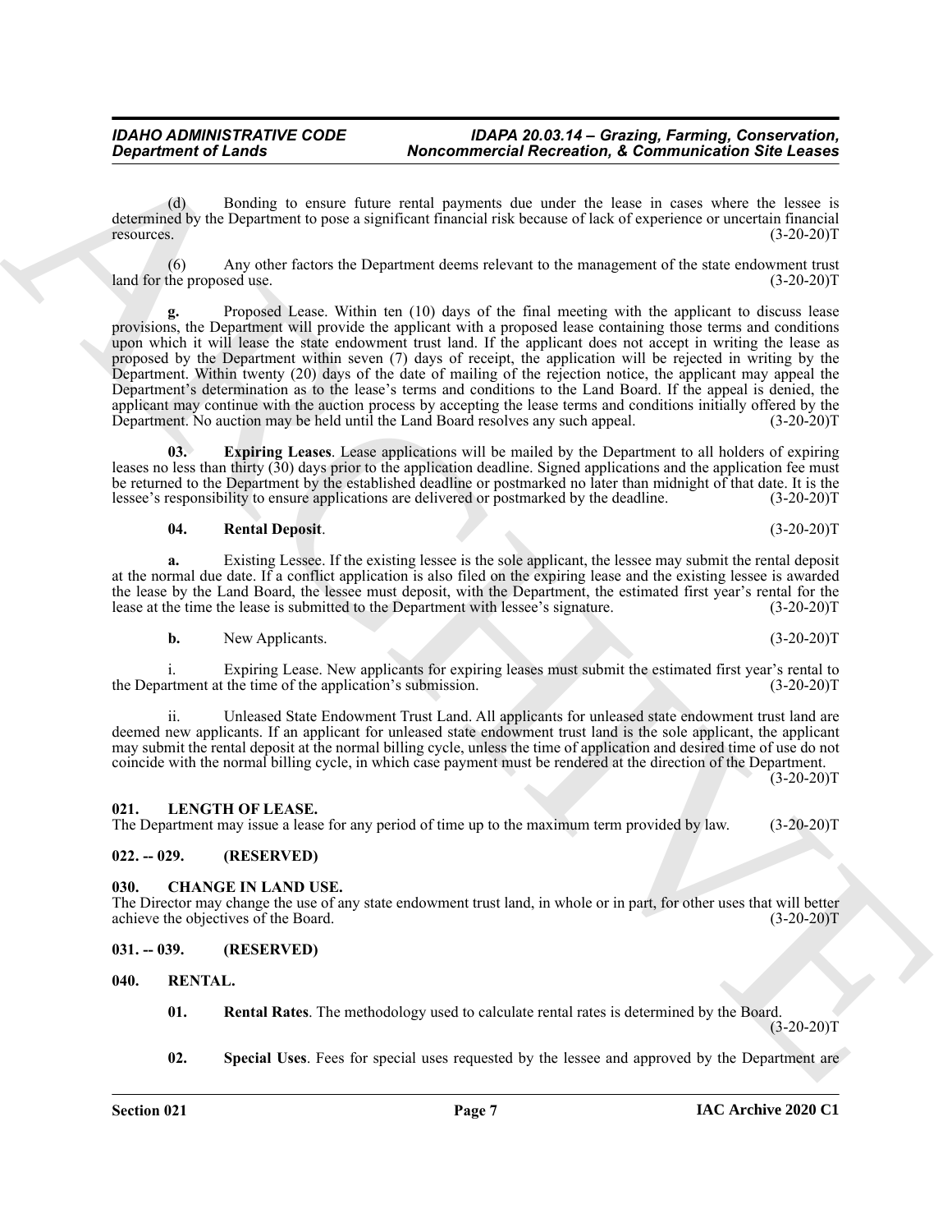(d) Bonding to ensure future rental payments due under the lease in cases where the lessee is determined by the Department to pose a significant financial risk because of lack of experience or uncertain financial resources. (3-20-20)T

(6) Any other factors the Department deems relevant to the management of the state endowment trust land for the proposed use. (3-20-20)T

**g.** Proposed Lease. Within ten (10) days of the final meeting with the applicant to discuss lease provisions, the Department will provide the applicant with a proposed lease containing those terms and conditions upon which it will lease the state endowment trust land. If the applicant does not accept in writing the lease as proposed by the Department within seven (7) days of receipt, the application will be rejected in writing by the Department. Within twenty (20) days of the date of mailing of the rejection notice, the applicant may appeal the Department's determination as to the lease's terms and conditions to the Land Board. If the appeal is denied, the applicant may continue with the auction process by accepting the lease terms and conditions initially offered by the Department. No auction may be held until the Land Board resolves any such appeal. (3-20-20)T

**03. Expiring Leases**. Lease applications will be mailed by the Department to all holders of expiring leases no less than thirty (30) days prior to the application deadline. Signed applications and the application fee must be returned to the Department by the established deadline or postmarked no later than midnight of that date. It is the lessee's responsibility to ensure applications are delivered or postmarked by the deadline. (3-20-20)T

**04. Rental Deposit**. (3-20-20)T

**a.** Existing Lessee. If the existing lessee is the sole applicant, the lessee may submit the rental deposit at the normal due date. If a conflict application is also filed on the expiring lease and the existing lessee is awarded the lease by the Land Board, the lessee must deposit, with the Department, the estimated first year's rental for the lease at the time the lease is submitted to the Department with lessee's signature. (3-20-20)T

**b.** New Applicants. (3-20-20)T

i. Expiring Lease. New applicants for expiring leases must submit the estimated first year's rental to the Department at the time of the application's submission. (3-20-20)T

ii. Unleased State Endowment Trust Land. All applicants for unleased state endowment trust land are deemed new applicants. If an applicant for unleased state endowment trust land is the sole applicant, the applicant may submit the rental deposit at the normal billing cycle, unless the time of application and desired time of use do not coincide with the normal billing cycle, in which case payment must be rendered at the direction of the Department. (3-20-20)T

## 021. LENGTH OF LEASE.

The Department may issue a lease for any period of time up to the maximum term provided by law. (3-20-20)T

## 022. -- 029. (RESERVED)

## 030. CHANGE IN LAND USE.

The Director may change the use of any state endowment trust land, in whole or in part, for other uses that will better achieve the objectives of the Board. (3-20-20)T

## 031. -- 039. (RESERVED)

## 040. RENTAL.

**01. Rental Rates**. The methodology used to calculate rental rates is determined by the Board. (3-20-20)T

**02. Special Uses**. Fees for special uses requested by the lessee and approved by the Department are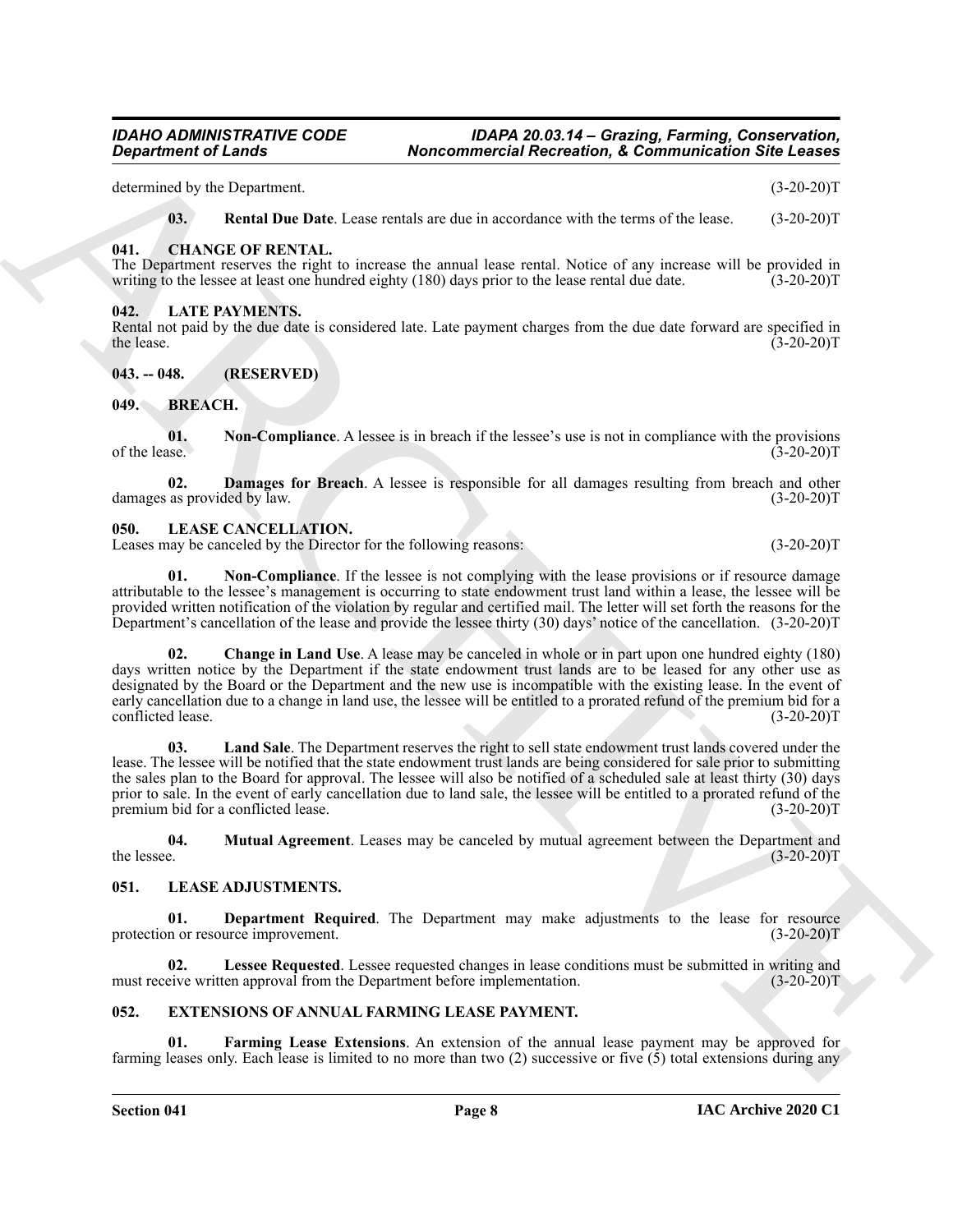determined by the Department. (3-20-20)T

**03. Rental Due Date**. Lease rentals are due in accordance with the terms of the lease. (3-20-20)T

## 041. CHANGE OF RENTAL.

The Department reserves the right to increase the annual lease rental. Notice of any increase will be provided in writing to the lessee at least one hundred eighty (180) days prior to the lease rental due date. (3-20-20)T

## 042. LATE PAYMENTS.

Rental not paid by the due date is considered late. Late payment charges from the due date forward are specified in the lease. (3-20-20)T

## 043. -- 048. (RESERVED)

## 049. BREACH.

**01. Non-Compliance**. A lessee is in breach if the lessee's use is not in compliance with the provisions of the lease. (3-20-20)T

**02. Damages for Breach**. A lessee is responsible for all damages resulting from breach and other damages as provided by law. (3-20-20)T

## 050. LEASE CANCELLATION.

Leases may be canceled by the Director for the following reasons: (3-20-20)T

**01. Non-Compliance**. If the lessee is not complying with the lease provisions or if resource damage attributable to the lessee's management is occurring to state endowment trust land within a lease, the lessee will be provided written notification of the violation by regular and certified mail. The letter will set forth the reasons for the Department's cancellation of the lease and provide the lessee thirty (30) days' notice of the cancellation. (3-20-20)T

**02. Change in Land Use**. A lease may be canceled in whole or in part upon one hundred eighty (180) days written notice by the Department if the state endowment trust lands are to be leased for any other use as designated by the Board or the Department and the new use is incompatible with the existing lease. In the event of early cancellation due to a change in land use, the lessee will be entitled to a prorated refund of the premium bid for a conflicted lease. (3-20-20)T

**03. Land Sale**. The Department reserves the right to sell state endowment trust lands covered under the lease. The lessee will be notified that the state endowment trust lands are being considered for sale prior to submitting the sales plan to the Board for approval. The lessee will also be notified of a scheduled sale at least thirty (30) days prior to sale. In the event of early cancellation due to land sale, the lessee will be entitled to a prorated refund of the premium bid for a conflicted lease. (3-20-20)T

**04. Mutual Agreement**. Leases may be canceled by mutual agreement between the Department and the lessee. (3-20-20)T

## 051. LEASE ADJUSTMENTS.

**01. Department Required**. The Department may make adjustments to the lease for resource protection or resource improvement. (3-20-20)T

**02. Lessee Requested**. Lessee requested changes in lease conditions must be submitted in writing and must receive written approval from the Department before implementation. (3-20-20)T

## 052. EXTENSIONS OF ANNUAL FARMING LEASE PAYMENT.

**01. Farming Lease Extensions**. An extension of the annual lease payment may be approved for farming leases only. Each lease is limited to no more than two (2) successive or five (5) total extensions during any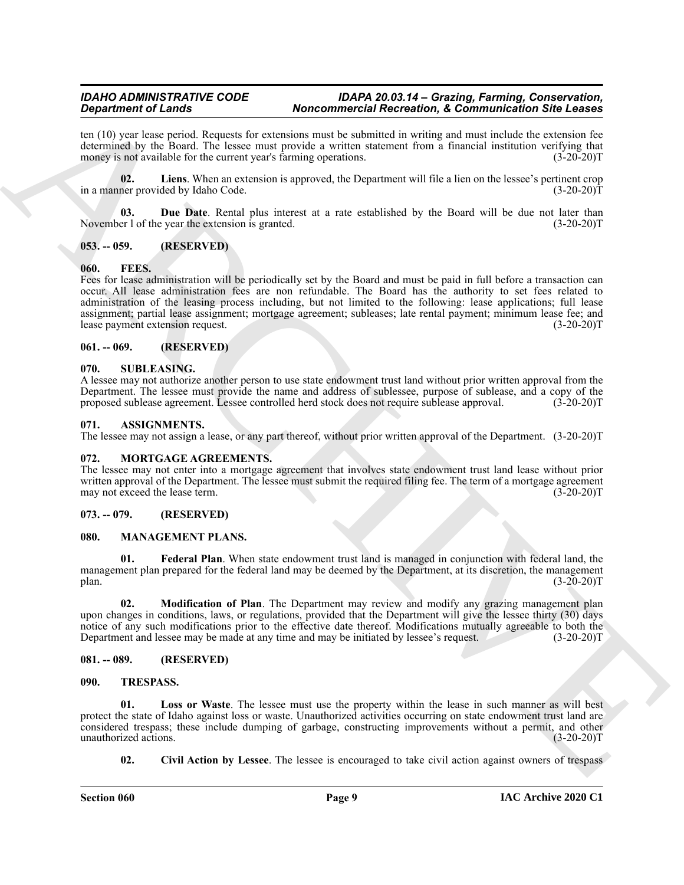ten (10) year lease period. Requests for extensions must be submitted in writing and must include the extension fee determined by the Board. The lessee must provide a written statement from a financial institution verifying that money is not available for the current year's farming operations. (3-20-20)T

**02. Liens**. When an extension is approved, the Department will file a lien on the lessee's pertinent crop in a manner provided by Idaho Code. (3-20-20)T

**03. Due Date**. Rental plus interest at a rate established by the Board will be due not later than November l of the year the extension is granted. (3-20-20)T

### 053. -- 059. (RESERVED)

### 060. FEES.

Fees for lease administration will be periodically set by the Board and must be paid in full before a transaction can occur. All lease administration fees are non refundable. The Board has the authority to set fees related to administration of the leasing process including, but not limited to the following: lease applications; full lease assignment; partial lease assignment; mortgage agreement; subleases; late rental payment; minimum lease fee; and lease payment extension request. (3-20-20)T

### 061. -- 069. (RESERVED)

### 070. SUBLEASING.

A lessee may not authorize another person to use state endowment trust land without prior written approval from the Department. The lessee must provide the name and address of sublessee, purpose of sublease, and a copy of the proposed sublease agreement. Lessee controlled herd stock does not require sublease approval. (3-20-20)T

### 071. ASSIGNMENTS.

The lessee may not assign a lease, or any part thereof, without prior written approval of the Department. (3-20-20)T

### 072. MORTGAGE AGREEMENTS.

The lessee may not enter into a mortgage agreement that involves state endowment trust land lease without prior written approval of the Department. The lessee must submit the required filing fee. The term of a mortgage agreement may not exceed the lease term. (3-20-20)T

### 073. -- 079. (RESERVED)

### 080. MANAGEMENT PLANS.

**01. Federal Plan**. When state endowment trust land is managed in conjunction with federal land, the management plan prepared for the federal land may be deemed by the Department, at its discretion, the management plan. (3-20-20)T

**02. Modification of Plan**. The Department may review and modify any grazing management plan upon changes in conditions, laws, or regulations, provided that the Department will give the lessee thirty (30) days notice of any such modifications prior to the effective date thereof. Modifications mutually agreeable to both the Department and lessee may be made at any time and may be initiated by lessee's request. (3-20-20)T

### 081. -- 089. (RESERVED)

### 090. TRESPASS.

**01. Loss or Waste**. The lessee must use the property within the lease in such manner as will best protect the state of Idaho against loss or waste. Unauthorized activities occurring on state endowment trust land are considered trespass; these include dumping of garbage, constructing improvements without a permit, and other unauthorized actions. (3-20-20)T

**02. Civil Action by Lessee**. The lessee is encouraged to take civil action against owners of trespass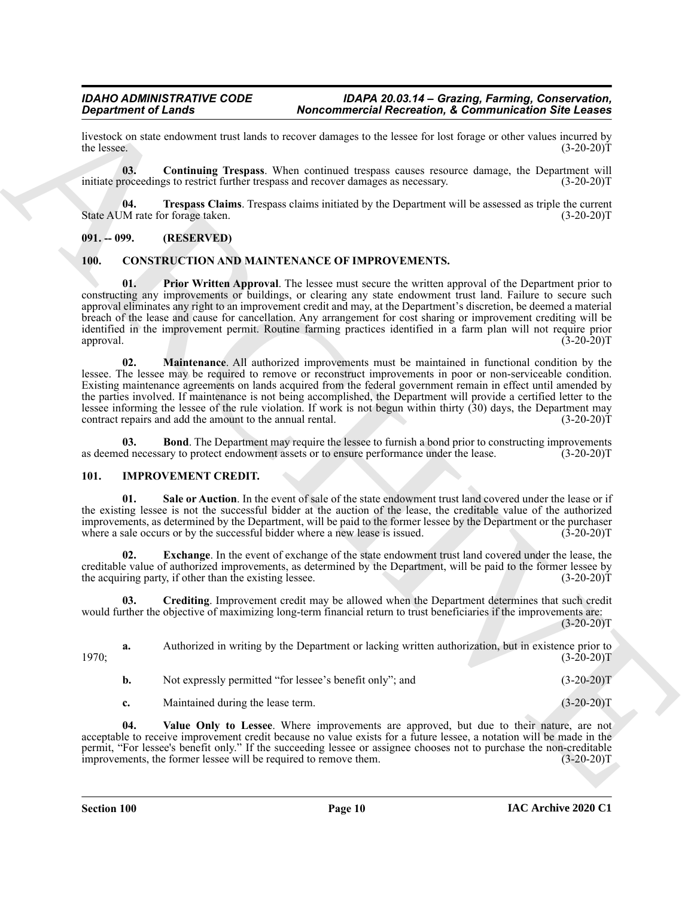livestock on state endowment trust lands to recover damages to the lessee for lost forage or other values incurred by the lessee. (3-20-20)T

**03. Continuing Trespass**. When continued trespass causes resource damage, the Department will initiate proceedings to restrict further trespass and recover damages as necessary. (3-20-20)T

**04. Trespass Claims**. Trespass claims initiated by the Department will be assessed as triple the current State AUM rate for forage taken. (3-20-20)T

## 091. -- 099. (RESERVED)

## 100. CONSTRUCTION AND MAINTENANCE OF IMPROVEMENTS.

**01. Prior Written Approval**. The lessee must secure the written approval of the Department prior to constructing any improvements or buildings, or clearing any state endowment trust land. Failure to secure such approval eliminates any right to an improvement credit and may, at the Department's discretion, be deemed a material breach of the lease and cause for cancellation. Any arrangement for cost sharing or improvement crediting will be identified in the improvement permit. Routine farming practices identified in a farm plan will not require prior approval. (3-20-20)T

**02. Maintenance**. All authorized improvements must be maintained in functional condition by the lessee. The lessee may be required to remove or reconstruct improvements in poor or non-serviceable condition. Existing maintenance agreements on lands acquired from the federal government remain in effect until amended by the parties involved. If maintenance is not being accomplished, the Department will provide a certified letter to the lessee informing the lessee of the rule violation. If work is not begun within thirty (30) days, the Department may contract repairs and add the amount to the annual rental. (3-20-20)T

**03. Bond**. The Department may require the lessee to furnish a bond prior to constructing improvements as deemed necessary to protect endowment assets or to ensure performance under the lease. (3-20-20)T

## 101. IMPROVEMENT CREDIT.

**01. Sale or Auction**. In the event of sale of the state endowment trust land covered under the lease or if the existing lessee is not the successful bidder at the auction of the lease, the creditable value of the authorized improvements, as determined by the Department, will be paid to the former lessee by the Department or the purchaser where a sale occurs or by the successful bidder where a new lease is issued. (3-20-20)T

**02. Exchange**. In the event of exchange of the state endowment trust land covered under the lease, the creditable value of authorized improvements, as determined by the Department, will be paid to the former lessee by the acquiring party, if other than the existing lessee. (3-20-20)T

**03. Crediting**. Improvement credit may be allowed when the Department determines that such credit would further the objective of maximizing long-term financial return to trust beneficiaries if the improvements are: (3-20-20)T

**a.** Authorized in writing by the Department or lacking written authorization, but in existence prior to 1970; (3-20-20)T

**b.** Not expressly permitted "for lessee's benefit only"; and (3-20-20)T

**c.** Maintained during the lease term. (3-20-20)T

**04. Value Only to Lessee**. Where improvements are approved, but due to their nature, are not acceptable to receive improvement credit because no value exists for a future lessee, a notation will be made in the permit, "For lessee's benefit only." If the succeeding lessee or assignee chooses not to purchase the non-creditable improvements, the former lessee will be required to remove them. (3-20-20)T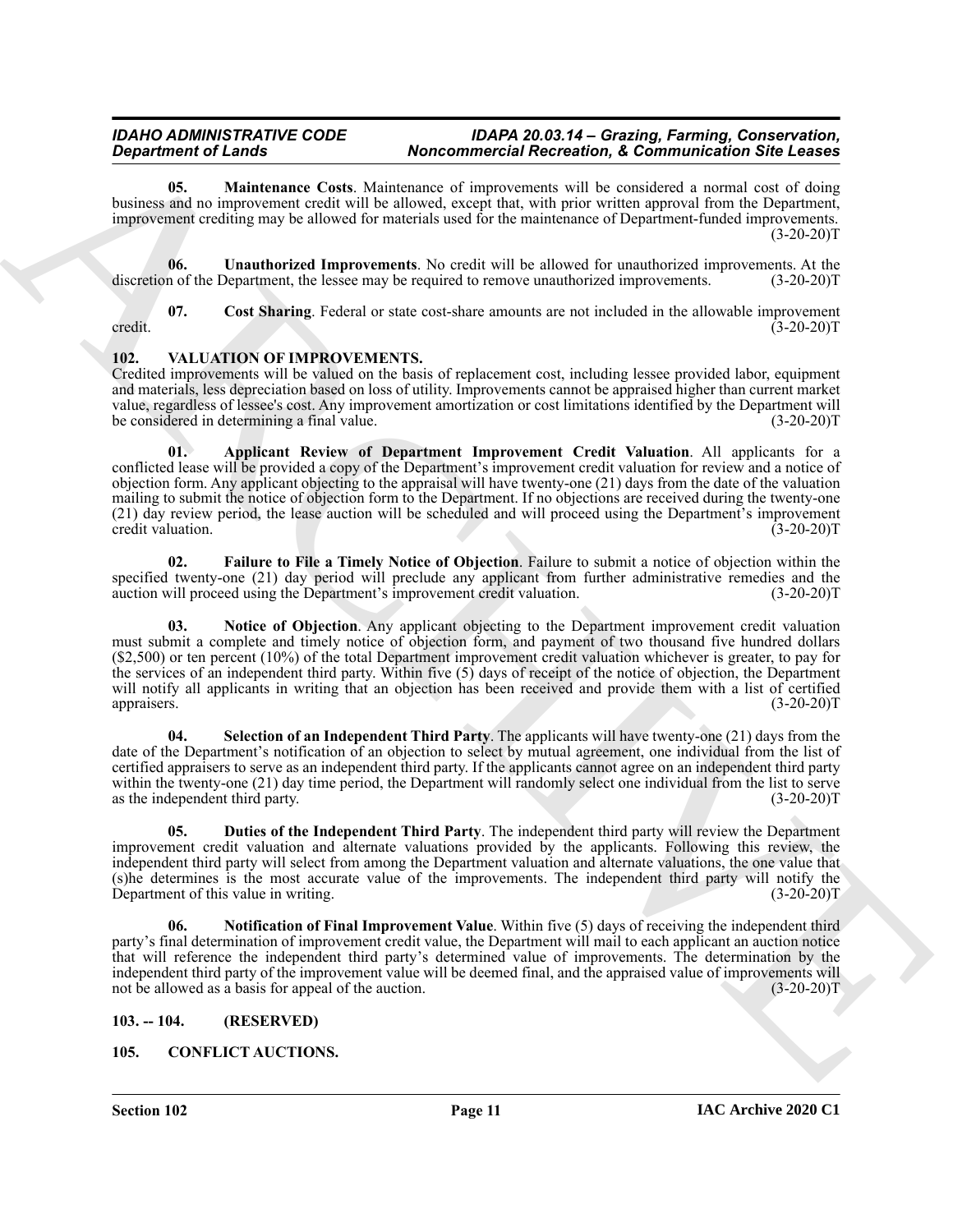**05. Maintenance Costs**. Maintenance of improvements will be considered a normal cost of doing business and no improvement credit will be allowed, except that, with prior written approval from the Department, improvement crediting may be allowed for materials used for the maintenance of Department-funded improvements. (3-20-20)T

**06. Unauthorized Improvements**. No credit will be allowed for unauthorized improvements. At the discretion of the Department, the lessee may be required to remove unauthorized improvements. (3-20-20)T

**07. Cost Sharing**. Federal or state cost-share amounts are not included in the allowable improvement credit. (3-20-20)T

## 102. VALUATION OF IMPROVEMENTS.

Credited improvements will be valued on the basis of replacement cost, including lessee provided labor, equipment and materials, less depreciation based on loss of utility. Improvements cannot be appraised higher than current market value, regardless of lessee's cost. Any improvement amortization or cost limitations identified by the Department will be considered in determining a final value. (3-20-20)T

**01. Applicant Review of Department Improvement Credit Valuation**. All applicants for a conflicted lease will be provided a copy of the Department's improvement credit valuation for review and a notice of objection form. Any applicant objecting to the appraisal will have twenty-one (21) days from the date of the valuation mailing to submit the notice of objection form to the Department. If no objections are received during the twenty-one (21) day review period, the lease auction will be scheduled and will proceed using the Department's improvement credit valuation. (3-20-20)T

**02. Failure to File a Timely Notice of Objection**. Failure to submit a notice of objection within the specified twenty-one (21) day period will preclude any applicant from further administrative remedies and the auction will proceed using the Department's improvement credit valuation. (3-20-20)T

**03. Notice of Objection**. Any applicant objecting to the Department improvement credit valuation must submit a complete and timely notice of objection form, and payment of two thousand five hundred dollars ($2,500) or ten percent (10%) of the total Department improvement credit valuation whichever is greater, to pay for the services of an independent third party. Within five (5) days of receipt of the notice of objection, the Department will notify all applicants in writing that an objection has been received and provide them with a list of certified appraisers. (3-20-20)T

**04. Selection of an Independent Third Party**. The applicants will have twenty-one (21) days from the date of the Department's notification of an objection to select by mutual agreement, one individual from the list of certified appraisers to serve as an independent third party. If the applicants cannot agree on an independent third party within the twenty-one (21) day time period, the Department will randomly select one individual from the list to serve as the independent third party. (3-20-20)T

**05. Duties of the Independent Third Party**. The independent third party will review the Department improvement credit valuation and alternate valuations provided by the applicants. Following this review, the independent third party will select from among the Department valuation and alternate valuations, the one value that (s)he determines is the most accurate value of the improvements. The independent third party will notify the Department of this value in writing. (3-20-20)T

**06. Notification of Final Improvement Value**. Within five (5) days of receiving the independent third party's final determination of improvement credit value, the Department will mail to each applicant an auction notice that will reference the independent third party's determined value of improvements. The determination by the independent third party of the improvement value will be deemed final, and the appraised value of improvements will not be allowed as a basis for appeal of the auction. (3-20-20)T

## 103. -- 104. (RESERVED)

## 105. CONFLICT AUCTIONS.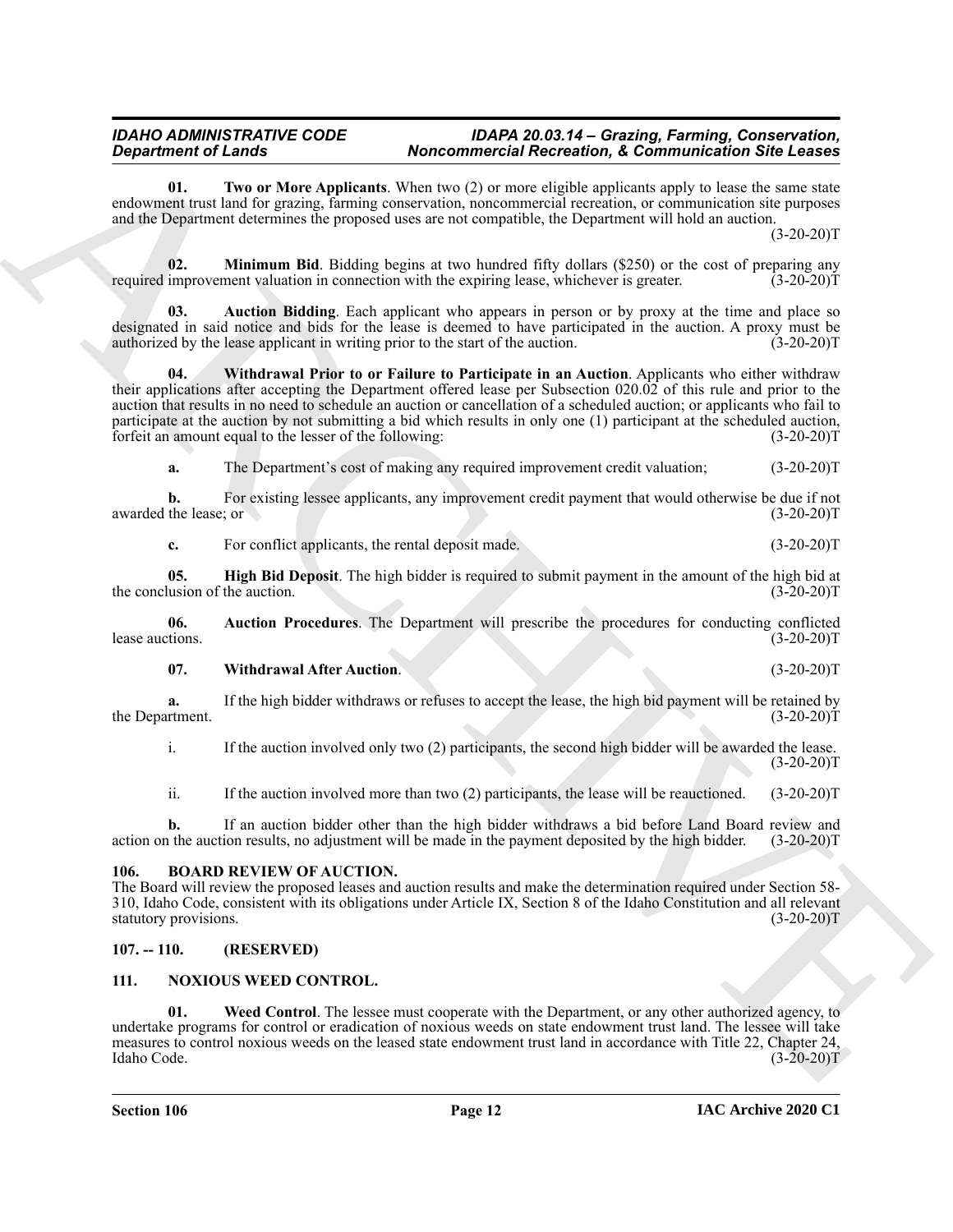**01. Two or More Applicants**. When two (2) or more eligible applicants apply to lease the same state endowment trust land for grazing, farming conservation, noncommercial recreation, or communication site purposes and the Department determines the proposed uses are not compatible, the Department will hold an auction. (3-20-20)T

**02. Minimum Bid**. Bidding begins at two hundred fifty dollars ($250) or the cost of preparing any required improvement valuation in connection with the expiring lease, whichever is greater. (3-20-20)T

**03. Auction Bidding**. Each applicant who appears in person or by proxy at the time and place so designated in said notice and bids for the lease is deemed to have participated in the auction. A proxy must be authorized by the lease applicant in writing prior to the start of the auction. (3-20-20)T

**04. Withdrawal Prior to or Failure to Participate in an Auction**. Applicants who either withdraw their applications after accepting the Department offered lease per Subsection 020.02 of this rule and prior to the auction that results in no need to schedule an auction or cancellation of a scheduled auction; or applicants who fail to participate at the auction by not submitting a bid which results in only one (1) participant at the scheduled auction, forfeit an amount equal to the lesser of the following: (3-20-20)T

**a.** The Department's cost of making any required improvement credit valuation; (3-20-20)T

**b.** For existing lessee applicants, any improvement credit payment that would otherwise be due if not awarded the lease; or (3-20-20)T

**c.** For conflict applicants, the rental deposit made. (3-20-20)T

**05. High Bid Deposit**. The high bidder is required to submit payment in the amount of the high bid at the conclusion of the auction. (3-20-20)T

**06. Auction Procedures**. The Department will prescribe the procedures for conducting conflicted lease auctions. (3-20-20)T

**07. Withdrawal After Auction**. (3-20-20)T

**a.** If the high bidder withdraws or refuses to accept the lease, the high bid payment will be retained by the Department. (3-20-20)T

i. If the auction involved only two (2) participants, the second high bidder will be awarded the lease. (3-20-20)T

ii. If the auction involved more than two (2) participants, the lease will be reauctioned. (3-20-20)T

**b.** If an auction bidder other than the high bidder withdraws a bid before Land Board review and action on the auction results, no adjustment will be made in the payment deposited by the high bidder. (3-20-20)T

## 106. BOARD REVIEW OF AUCTION.

The Board will review the proposed leases and auction results and make the determination required under Section 58-310, Idaho Code, consistent with its obligations under Article IX, Section 8 of the Idaho Constitution and all relevant statutory provisions. (3-20-20)T

## 107. -- 110. (RESERVED)

## 111. NOXIOUS WEED CONTROL.

**01. Weed Control**. The lessee must cooperate with the Department, or any other authorized agency, to undertake programs for control or eradication of noxious weeds on state endowment trust land. The lessee will take measures to control noxious weeds on the leased state endowment trust land in accordance with Title 22, Chapter 24, Idaho Code. (3-20-20)T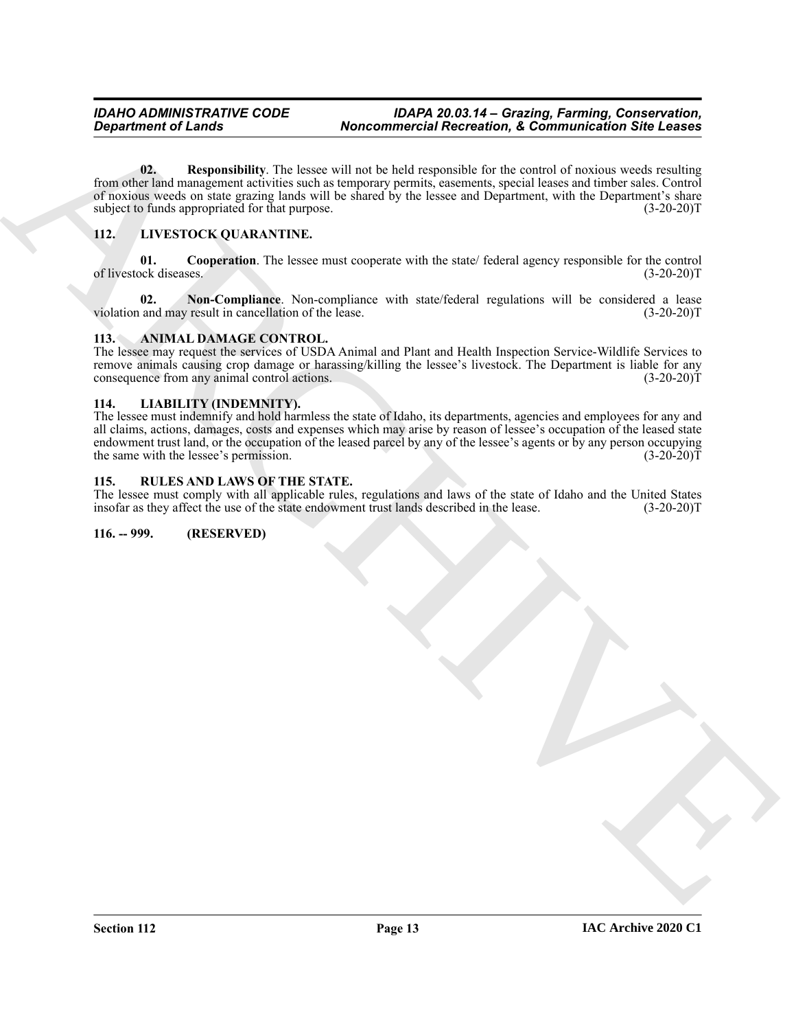**02. Responsibility**. The lessee will not be held responsible for the control of noxious weeds resulting from other land management activities such as temporary permits, easements, special leases and timber sales. Control of noxious weeds on state grazing lands will be shared by the lessee and Department, with the Department's share subject to funds appropriated for that purpose. (3-20-20)T

## 112. LIVESTOCK QUARANTINE.

**01. Cooperation**. The lessee must cooperate with the state/ federal agency responsible for the control of livestock diseases. (3-20-20)T

**02. Non-Compliance**. Non-compliance with state/federal regulations will be considered a lease violation and may result in cancellation of the lease. (3-20-20)T

## 113. ANIMAL DAMAGE CONTROL.

The lessee may request the services of USDA Animal and Plant and Health Inspection Service-Wildlife Services to remove animals causing crop damage or harassing/killing the lessee's livestock. The Department is liable for any consequence from any animal control actions. (3-20-20)T

## 114. LIABILITY (INDEMNITY).

The lessee must indemnify and hold harmless the state of Idaho, its departments, agencies and employees for any and all claims, actions, damages, costs and expenses which may arise by reason of lessee's occupation of the leased state endowment trust land, or the occupation of the leased parcel by any of the lessee's agents or by any person occupying the same with the lessee's permission. (3-20-20)T

## 115. RULES AND LAWS OF THE STATE.

The lessee must comply with all applicable rules, regulations and laws of the state of Idaho and the United States insofar as they affect the use of the state endowment trust lands described in the lease. (3-20-20)T

## 116. -- 999. (RESERVED)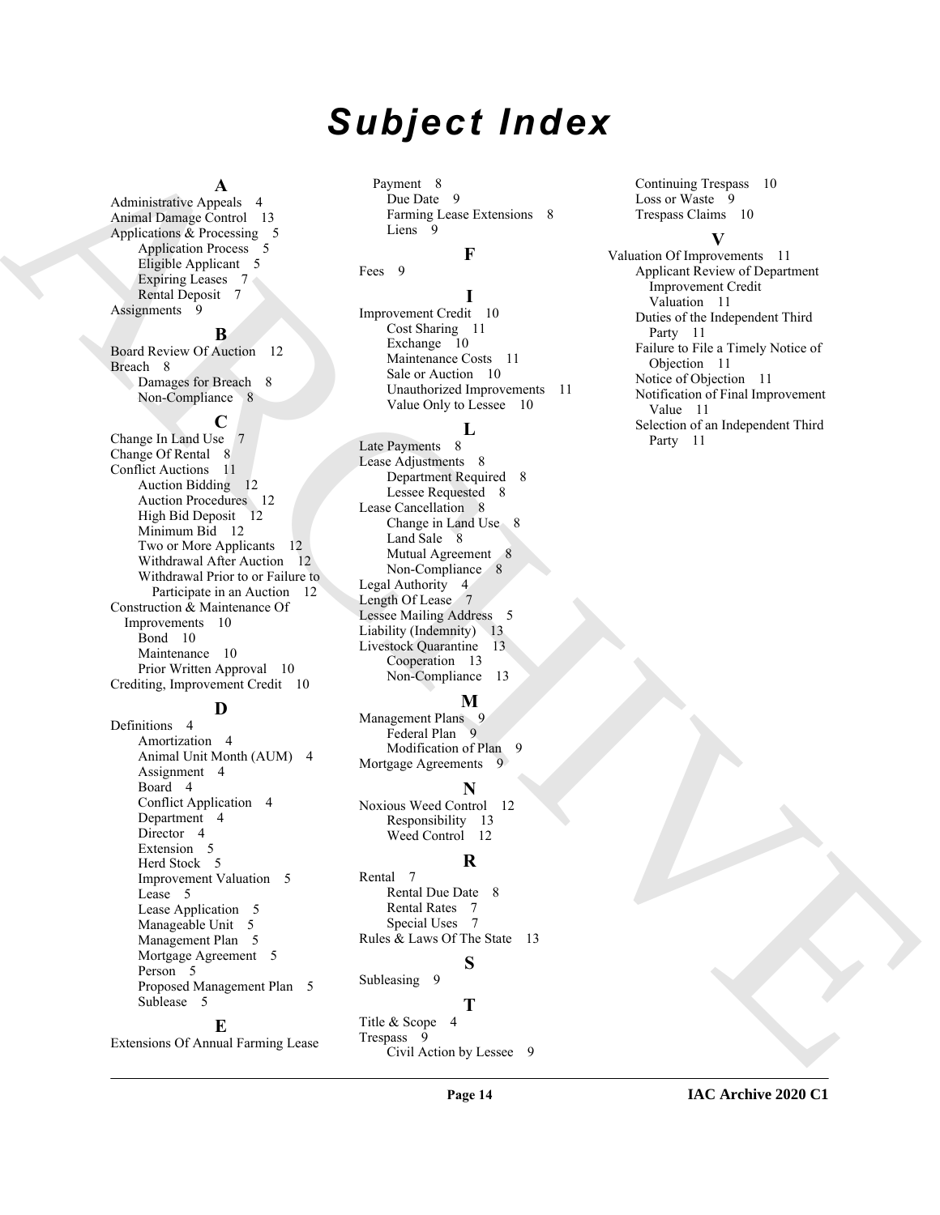# Subject Index

**A**

Administrative Appeals 4
Animal Damage Control 13
Applications & Processing 5
- Application Process 5
- Eligible Applicant 5
- Expiring Leases 7
- Rental Deposit 7

Assignments 9

**B**

Board Review Of Auction 12
Breach 8
- Damages for Breach 8
- Non-Compliance 8

**C**

Change In Land Use 7
Change Of Rental 8
Conflict Auctions 11
- Auction Bidding 12
- Auction Procedures 12
- High Bid Deposit 12
- Minimum Bid 12
- Two or More Applicants 12
- Withdrawal After Auction 12
- Withdrawal Prior to or Failure to Participate in an Auction 12

Construction & Maintenance Of Improvements 10
- Bond 10
- Maintenance 10
- Prior Written Approval 10

Crediting, Improvement Credit 10

**D**

Definitions 4
- Amortization 4
- Animal Unit Month (AUM) 4
- Assignment 4
- Board 4
- Conflict Application 4
- Department 4
- Director 4
- Extension 5
- Herd Stock 5
- Improvement Valuation 5
- Lease 5
- Lease Application 5
- Manageable Unit 5
- Management Plan 5
- Mortgage Agreement 5
- Person 5
- Proposed Management Plan 5
- Sublease 5

**E**

Extensions Of Annual Farming Lease Payment 8
- Due Date 9
- Farming Lease Extensions 8
- Liens 9

**F**

Fees 9

**I**

Improvement Credit 10
- Cost Sharing 11
- Exchange 10
- Maintenance Costs 11
- Sale or Auction 10
- Unauthorized Improvements 11
- Value Only to Lessee 10

**L**

Late Payments 8
Lease Adjustments 8
- Department Required 8
- Lessee Requested 8

Lease Cancellation 8
- Change in Land Use 8
- Land Sale 8
- Mutual Agreement 8
- Non-Compliance 8

Legal Authority 4
Length Of Lease 7
Lessee Mailing Address 5
Liability (Indemnity) 13
Livestock Quarantine 13
- Cooperation 13
- Non-Compliance 13

**M**

Management Plans 9
- Federal Plan 9
- Modification of Plan 9

Mortgage Agreements 9

**N**

Noxious Weed Control 12
- Responsibility 13
- Weed Control 12

**R**

Rental 7
- Rental Due Date 8
- Rental Rates 7
- Special Uses 7

Rules & Laws Of The State 13

**S**

Subleasing 9

**T**

Title & Scope 4
Trespass 9
- Civil Action by Lessee 9
- Continuing Trespass 10
- Loss or Waste 9
- Trespass Claims 10

**V**

Valuation Of Improvements 11
- Applicant Review of Department Improvement Credit Valuation 11
- Duties of the Independent Third Party 11
- Failure to File a Timely Notice of Objection 11
- Notice of Objection 11
- Notification of Final Improvement Value 11
- Selection of an Independent Third Party 11